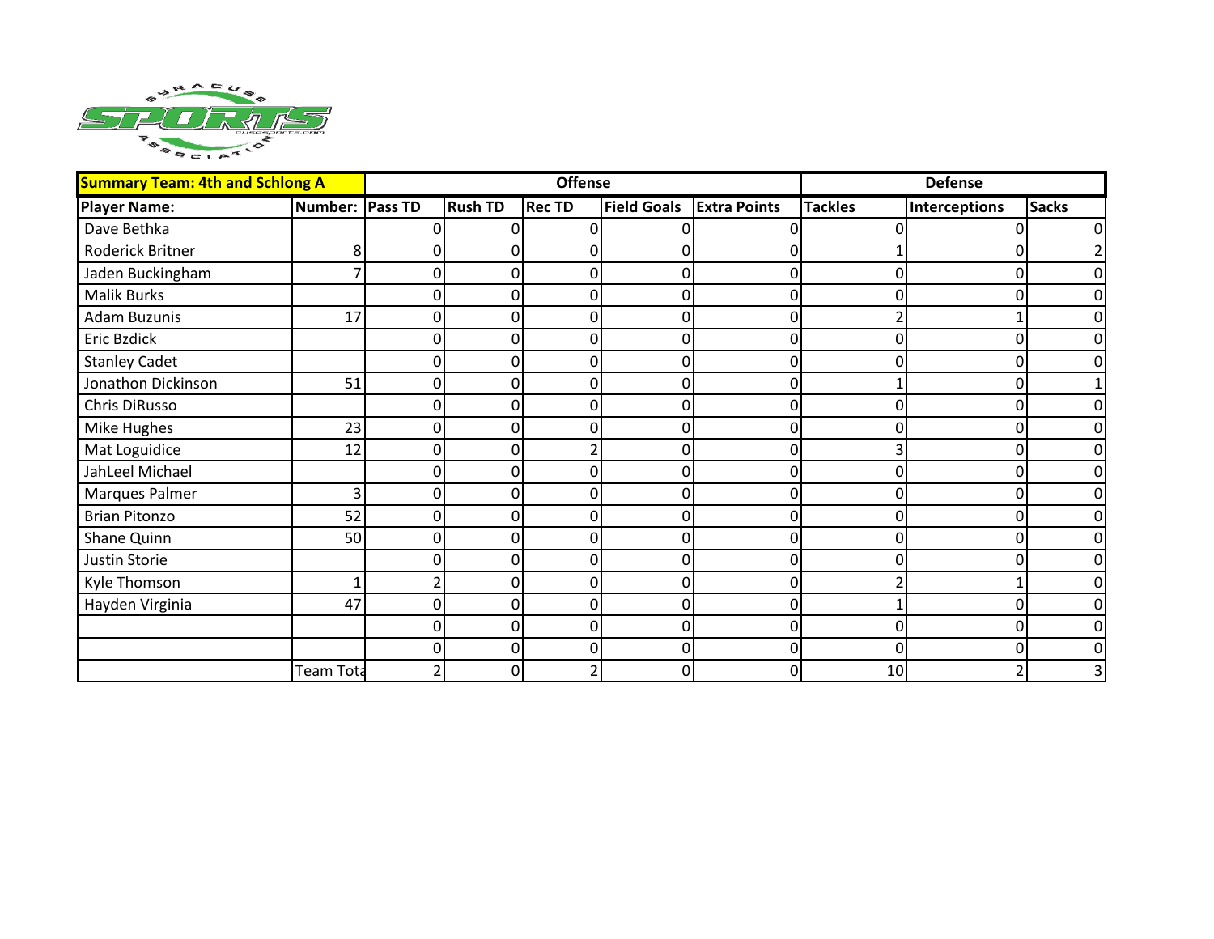| Summary Team: 4th and Schlong A | | Offense | | | | | Defense | | |
|---|---|---|---|---|---|---|---|---|---|
| **Player Name:** | **Number:** | **Pass TD** | **Rush TD** | **Rec TD** | **Field Goals** | **Extra Points** | **Tackles** | **Interceptions** | **Sacks** |
| Dave Bethka | | 0 | 0 | 0 | 0 | 0 | 0 | 0 | 0 |
| Roderick Britner | 8 | 0 | 0 | 0 | 0 | 0 | 1 | 0 | 2 |
| Jaden Buckingham | 7 | 0 | 0 | 0 | 0 | 0 | 0 | 0 | 0 |
| Malik Burks | | 0 | 0 | 0 | 0 | 0 | 0 | 0 | 0 |
| Adam Buzunis | 17 | 0 | 0 | 0 | 0 | 0 | 2 | 1 | 0 |
| Eric Bzdick | | 0 | 0 | 0 | 0 | 0 | 0 | 0 | 0 |
| Stanley Cadet | | 0 | 0 | 0 | 0 | 0 | 0 | 0 | 0 |
| Jonathon Dickinson | 51 | 0 | 0 | 0 | 0 | 0 | 1 | 0 | 1 |
| Chris DiRusso | | 0 | 0 | 0 | 0 | 0 | 0 | 0 | 0 |
| Mike Hughes | 23 | 0 | 0 | 0 | 0 | 0 | 0 | 0 | 0 |
| Mat Loguidice | 12 | 0 | 0 | 2 | 0 | 0 | 3 | 0 | 0 |
| JahLeel Michael | | 0 | 0 | 0 | 0 | 0 | 0 | 0 | 0 |
| Marques Palmer | 3 | 0 | 0 | 0 | 0 | 0 | 0 | 0 | 0 |
| Brian Pitonzo | 52 | 0 | 0 | 0 | 0 | 0 | 0 | 0 | 0 |
| Shane Quinn | 50 | 0 | 0 | 0 | 0 | 0 | 0 | 0 | 0 |
| Justin Storie | | 0 | 0 | 0 | 0 | 0 | 0 | 0 | 0 |
| Kyle Thomson | 1 | 2 | 0 | 0 | 0 | 0 | 2 | 1 | 0 |
| Hayden Virginia | 47 | 0 | 0 | 0 | 0 | 0 | 1 | 0 | 0 |
| | | 0 | 0 | 0 | 0 | 0 | 0 | 0 | 0 |
| | | 0 | 0 | 0 | 0 | 0 | 0 | 0 | 0 |
| | Team Tota | 2 | 0 | 2 | 0 | 0 | 10 | 2 | 3 |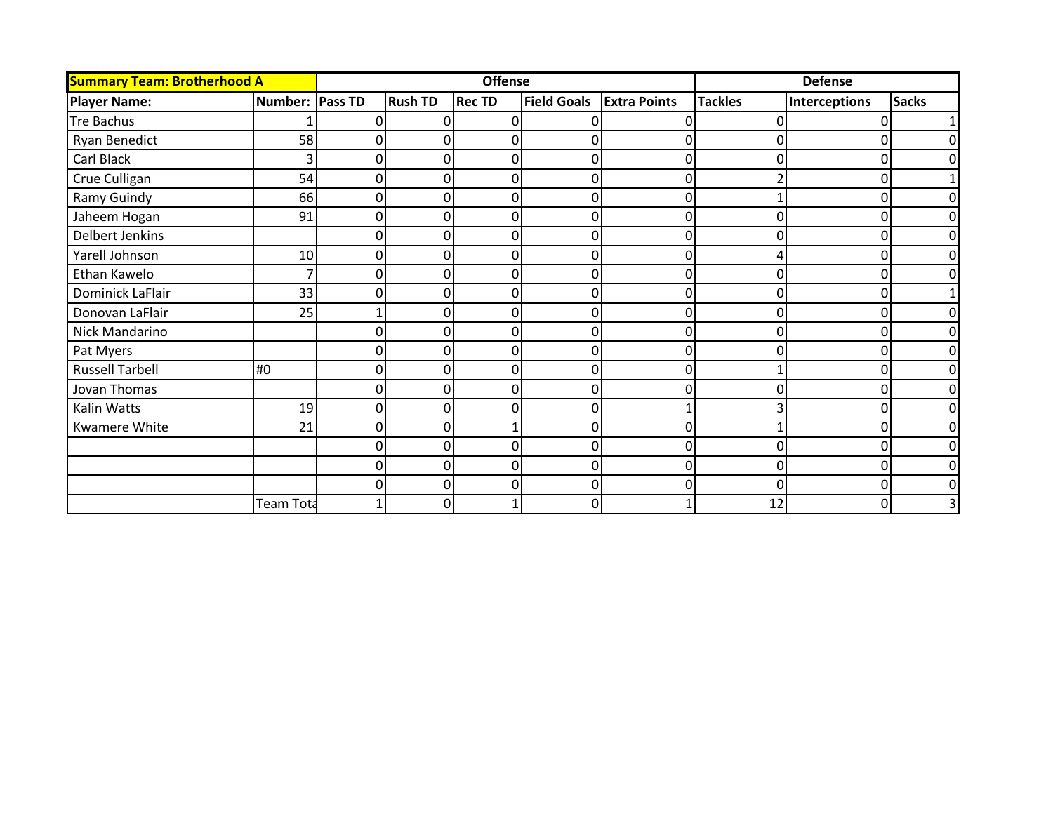| Summary Team: Brotherhood A | | Offense | | | | | Defense | | |
|---|---|---|---|---|---|---|---|---|---|
| **Player Name:** | **Number:** | **Pass TD** | **Rush TD** | **Rec TD** | **Field Goals** | **Extra Points** | **Tackles** | **Interceptions** | **Sacks** |
| Tre Bachus | 1 | 0 | 0 | 0 | 0 | 0 | 0 | 0 | 1 |
| Ryan Benedict | 58 | 0 | 0 | 0 | 0 | 0 | 0 | 0 | 0 |
| Carl Black | 3 | 0 | 0 | 0 | 0 | 0 | 0 | 0 | 0 |
| Crue Culligan | 54 | 0 | 0 | 0 | 0 | 0 | 2 | 0 | 1 |
| Ramy Guindy | 66 | 0 | 0 | 0 | 0 | 0 | 1 | 0 | 0 |
| Jaheem Hogan | 91 | 0 | 0 | 0 | 0 | 0 | 0 | 0 | 0 |
| Delbert Jenkins | | 0 | 0 | 0 | 0 | 0 | 0 | 0 | 0 |
| Yarell Johnson | 10 | 0 | 0 | 0 | 0 | 0 | 4 | 0 | 0 |
| Ethan Kawelo | 7 | 0 | 0 | 0 | 0 | 0 | 0 | 0 | 0 |
| Dominick LaFlair | 33 | 0 | 0 | 0 | 0 | 0 | 0 | 0 | 1 |
| Donovan LaFlair | 25 | 1 | 0 | 0 | 0 | 0 | 0 | 0 | 0 |
| Nick Mandarino | | 0 | 0 | 0 | 0 | 0 | 0 | 0 | 0 |
| Pat Myers | | 0 | 0 | 0 | 0 | 0 | 0 | 0 | 0 |
| Russell Tarbell | #0 | 0 | 0 | 0 | 0 | 0 | 1 | 0 | 0 |
| Jovan Thomas | | 0 | 0 | 0 | 0 | 0 | 0 | 0 | 0 |
| Kalin Watts | 19 | 0 | 0 | 0 | 0 | 1 | 3 | 0 | 0 |
| Kwamere White | 21 | 0 | 0 | 1 | 0 | 0 | 1 | 0 | 0 |
| | | 0 | 0 | 0 | 0 | 0 | 0 | 0 | 0 |
| | | 0 | 0 | 0 | 0 | 0 | 0 | 0 | 0 |
| | | 0 | 0 | 0 | 0 | 0 | 0 | 0 | 0 |
| | Team Tota | 1 | 0 | 1 | 0 | 1 | 12 | 0 | 3 |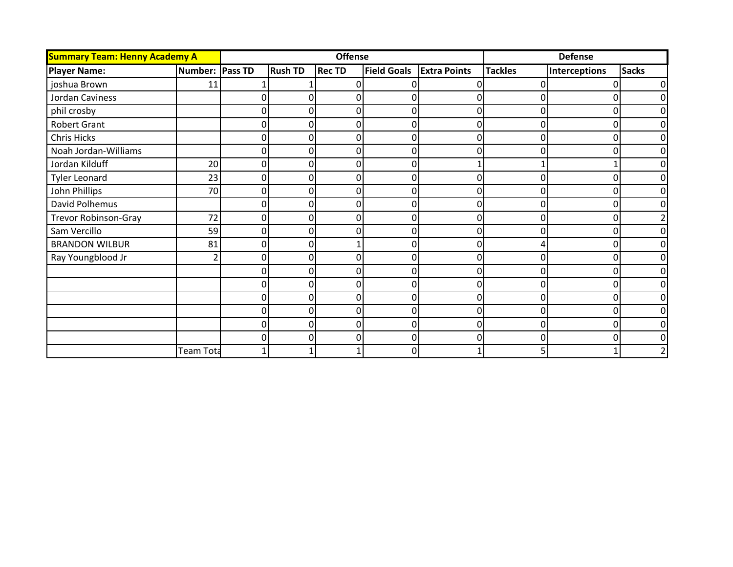| Summary Team: Henny Academy A | | Offense | | | | | Defense | | |
|---|---|---|---|---|---|---|---|---|---|
| Player Name: | Number: | Pass TD | Rush TD | Rec TD | Field Goals | Extra Points | Tackles | Interceptions | Sacks |
| joshua Brown | 11 | 1 | 1 | 0 | 0 | 0 | 0 | 0 | 0 |
| Jordan Caviness | | 0 | 0 | 0 | 0 | 0 | 0 | 0 | 0 |
| phil crosby | | 0 | 0 | 0 | 0 | 0 | 0 | 0 | 0 |
| Robert Grant | | 0 | 0 | 0 | 0 | 0 | 0 | 0 | 0 |
| Chris Hicks | | 0 | 0 | 0 | 0 | 0 | 0 | 0 | 0 |
| Noah Jordan-Williams | | 0 | 0 | 0 | 0 | 0 | 0 | 0 | 0 |
| Jordan Kilduff | 20 | 0 | 0 | 0 | 0 | 1 | 1 | 1 | 0 |
| Tyler Leonard | 23 | 0 | 0 | 0 | 0 | 0 | 0 | 0 | 0 |
| John Phillips | 70 | 0 | 0 | 0 | 0 | 0 | 0 | 0 | 0 |
| David Polhemus | | 0 | 0 | 0 | 0 | 0 | 0 | 0 | 0 |
| Trevor Robinson-Gray | 72 | 0 | 0 | 0 | 0 | 0 | 0 | 0 | 2 |
| Sam Vercillo | 59 | 0 | 0 | 0 | 0 | 0 | 0 | 0 | 0 |
| BRANDON WILBUR | 81 | 0 | 0 | 1 | 0 | 0 | 4 | 0 | 0 |
| Ray Youngblood Jr | 2 | 0 | 0 | 0 | 0 | 0 | 0 | 0 | 0 |
| | | 0 | 0 | 0 | 0 | 0 | 0 | 0 | 0 |
| | | 0 | 0 | 0 | 0 | 0 | 0 | 0 | 0 |
| | | 0 | 0 | 0 | 0 | 0 | 0 | 0 | 0 |
| | | 0 | 0 | 0 | 0 | 0 | 0 | 0 | 0 |
| | | 0 | 0 | 0 | 0 | 0 | 0 | 0 | 0 |
| | | 0 | 0 | 0 | 0 | 0 | 0 | 0 | 0 |
| | Team Tota | 1 | 1 | 1 | 0 | 1 | 5 | 1 | 2 |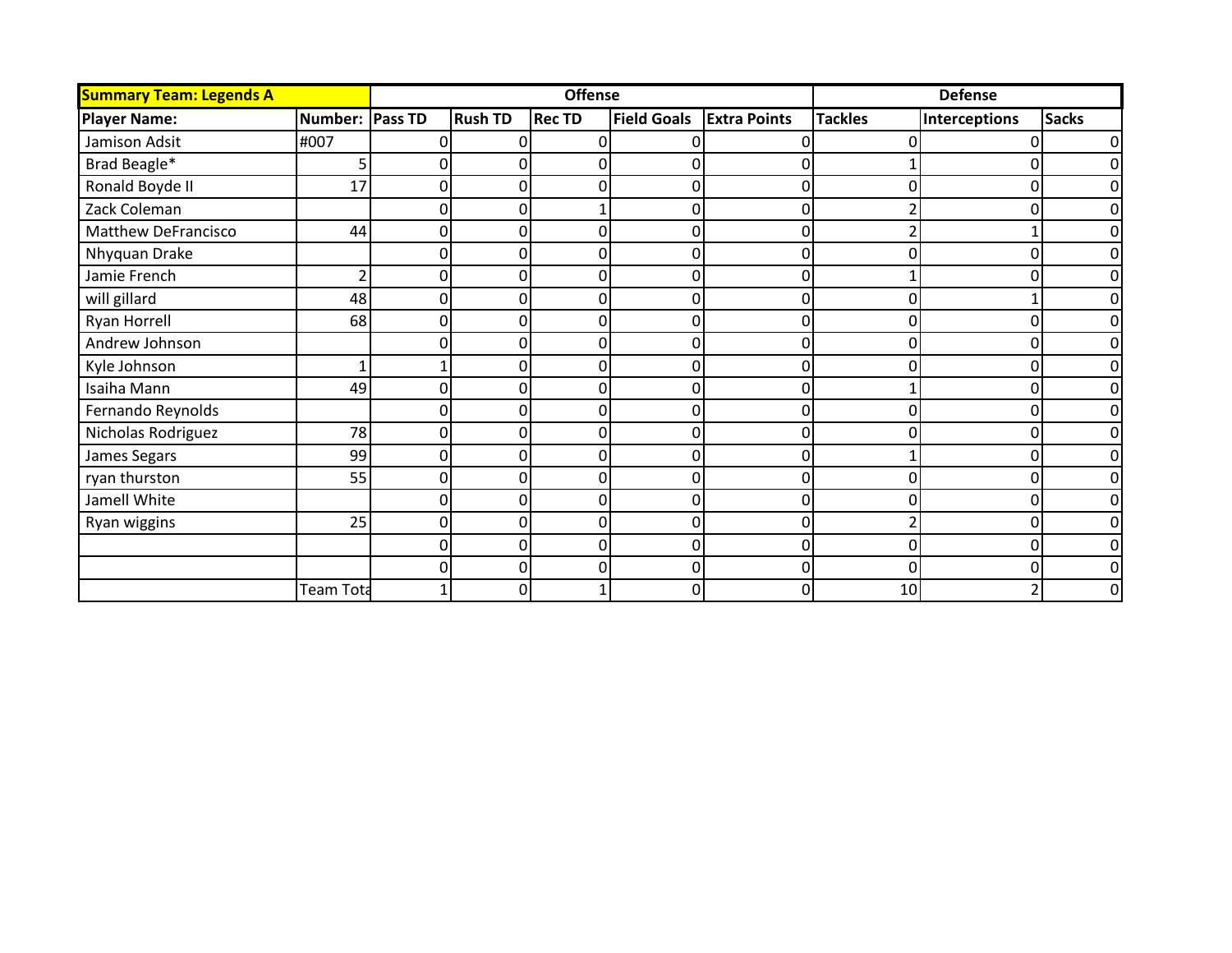| Summary Team: Legends A | | Offense | | | | | Defense | | |
|---|---|---|---|---|---|---|---|---|---|
| Player Name: | Number: | Pass TD | Rush TD | Rec TD | Field Goals | Extra Points | Tackles | Interceptions | Sacks |
| Jamison Adsit | #007 | 0 | 0 | 0 | 0 | 0 | 0 | 0 | 0 |
| Brad Beagle* | 5 | 0 | 0 | 0 | 0 | 0 | 1 | 0 | 0 |
| Ronald Boyde II | 17 | 0 | 0 | 0 | 0 | 0 | 0 | 0 | 0 |
| Zack Coleman | | 0 | 0 | 1 | 0 | 0 | 2 | 0 | 0 |
| Matthew DeFrancisco | 44 | 0 | 0 | 0 | 0 | 0 | 2 | 1 | 0 |
| Nhyquan Drake | | 0 | 0 | 0 | 0 | 0 | 0 | 0 | 0 |
| Jamie French | 2 | 0 | 0 | 0 | 0 | 0 | 1 | 0 | 0 |
| will gillard | 48 | 0 | 0 | 0 | 0 | 0 | 0 | 1 | 0 |
| Ryan Horrell | 68 | 0 | 0 | 0 | 0 | 0 | 0 | 0 | 0 |
| Andrew Johnson | | 0 | 0 | 0 | 0 | 0 | 0 | 0 | 0 |
| Kyle Johnson | 1 | 1 | 0 | 0 | 0 | 0 | 0 | 0 | 0 |
| Isaiha Mann | 49 | 0 | 0 | 0 | 0 | 0 | 1 | 0 | 0 |
| Fernando Reynolds | | 0 | 0 | 0 | 0 | 0 | 0 | 0 | 0 |
| Nicholas Rodriguez | 78 | 0 | 0 | 0 | 0 | 0 | 0 | 0 | 0 |
| James Segars | 99 | 0 | 0 | 0 | 0 | 0 | 1 | 0 | 0 |
| ryan thurston | 55 | 0 | 0 | 0 | 0 | 0 | 0 | 0 | 0 |
| Jamell White | | 0 | 0 | 0 | 0 | 0 | 0 | 0 | 0 |
| Ryan wiggins | 25 | 0 | 0 | 0 | 0 | 0 | 2 | 0 | 0 |
| | | 0 | 0 | 0 | 0 | 0 | 0 | 0 | 0 |
| | | 0 | 0 | 0 | 0 | 0 | 0 | 0 | 0 |
| | Team Tota | 1 | 0 | 1 | 0 | 0 | 10 | 2 | 0 |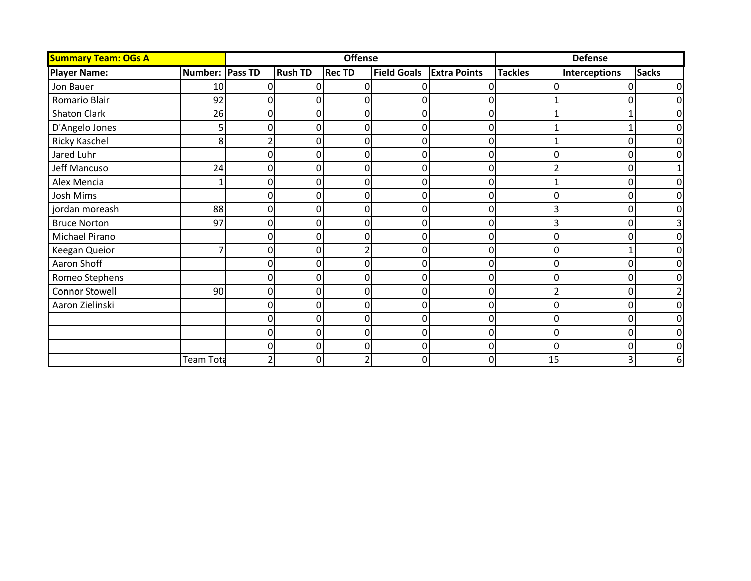| Summary Team: OGs A | | Offense | | | | | Defense | | |
|---|---|---|---|---|---|---|---|---|---|
| Player Name: | Number: | Pass TD | Rush TD | Rec TD | Field Goals | Extra Points | Tackles | Interceptions | Sacks |
| Jon Bauer | 10 | 0 | 0 | 0 | 0 | 0 | 0 | 0 | 0 |
| Romario Blair | 92 | 0 | 0 | 0 | 0 | 0 | 1 | 0 | 0 |
| Shaton Clark | 26 | 0 | 0 | 0 | 0 | 0 | 1 | 1 | 0 |
| D'Angelo Jones | 5 | 0 | 0 | 0 | 0 | 0 | 1 | 1 | 0 |
| Ricky Kaschel | 8 | 2 | 0 | 0 | 0 | 0 | 1 | 0 | 0 |
| Jared Luhr | | 0 | 0 | 0 | 0 | 0 | 0 | 0 | 0 |
| Jeff Mancuso | 24 | 0 | 0 | 0 | 0 | 0 | 2 | 0 | 1 |
| Alex Mencia | 1 | 0 | 0 | 0 | 0 | 0 | 1 | 0 | 0 |
| Josh Mims | | 0 | 0 | 0 | 0 | 0 | 0 | 0 | 0 |
| jordan moreash | 88 | 0 | 0 | 0 | 0 | 0 | 3 | 0 | 0 |
| Bruce Norton | 97 | 0 | 0 | 0 | 0 | 0 | 3 | 0 | 3 |
| Michael Pirano | | 0 | 0 | 0 | 0 | 0 | 0 | 0 | 0 |
| Keegan Queior | 7 | 0 | 0 | 2 | 0 | 0 | 0 | 1 | 0 |
| Aaron Shoff | | 0 | 0 | 0 | 0 | 0 | 0 | 0 | 0 |
| Romeo Stephens | | 0 | 0 | 0 | 0 | 0 | 0 | 0 | 0 |
| Connor Stowell | 90 | 0 | 0 | 0 | 0 | 0 | 2 | 0 | 2 |
| Aaron Zielinski | | 0 | 0 | 0 | 0 | 0 | 0 | 0 | 0 |
| | | 0 | 0 | 0 | 0 | 0 | 0 | 0 | 0 |
| | | 0 | 0 | 0 | 0 | 0 | 0 | 0 | 0 |
| | | 0 | 0 | 0 | 0 | 0 | 0 | 0 | 0 |
| | Team Tota | 2 | 0 | 2 | 0 | 0 | 15 | 3 | 6 |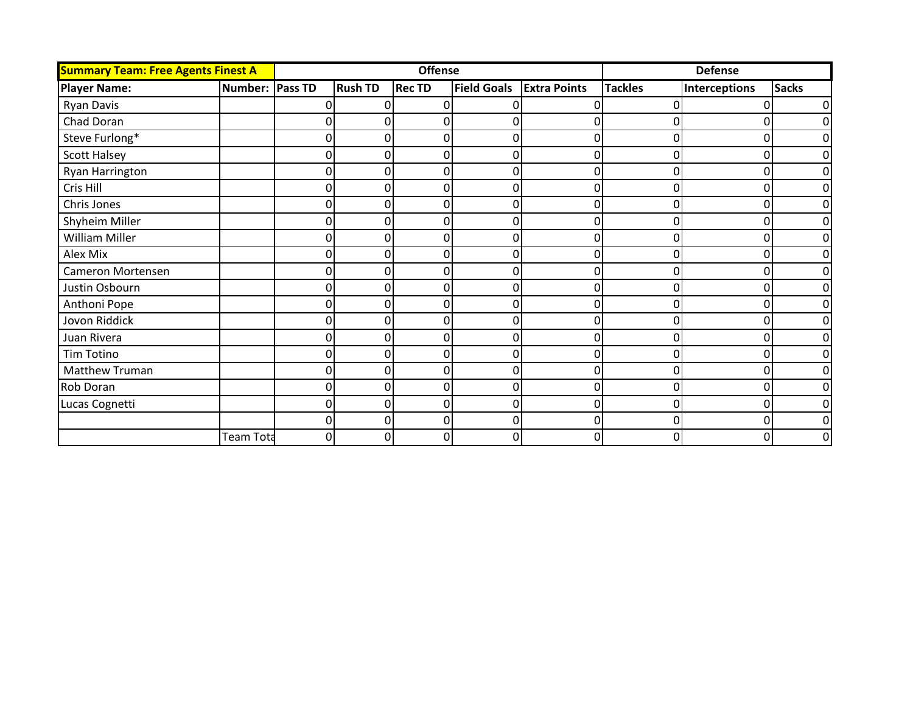| Summary Team: Free Agents Finest A | | Offense | | | | | Defense | | |
|---|---|---|---|---|---|---|---|---|---|
| Player Name: | Number: | Pass TD | Rush TD | Rec TD | Field Goals | Extra Points | Tackles | Interceptions | Sacks |
| Ryan Davis | | 0 | 0 | 0 | 0 | 0 | 0 | 0 | 0 |
| Chad Doran | | 0 | 0 | 0 | 0 | 0 | 0 | 0 | 0 |
| Steve Furlong* | | 0 | 0 | 0 | 0 | 0 | 0 | 0 | 0 |
| Scott Halsey | | 0 | 0 | 0 | 0 | 0 | 0 | 0 | 0 |
| Ryan Harrington | | 0 | 0 | 0 | 0 | 0 | 0 | 0 | 0 |
| Cris Hill | | 0 | 0 | 0 | 0 | 0 | 0 | 0 | 0 |
| Chris Jones | | 0 | 0 | 0 | 0 | 0 | 0 | 0 | 0 |
| Shyheim Miller | | 0 | 0 | 0 | 0 | 0 | 0 | 0 | 0 |
| William Miller | | 0 | 0 | 0 | 0 | 0 | 0 | 0 | 0 |
| Alex Mix | | 0 | 0 | 0 | 0 | 0 | 0 | 0 | 0 |
| Cameron Mortensen | | 0 | 0 | 0 | 0 | 0 | 0 | 0 | 0 |
| Justin Osbourn | | 0 | 0 | 0 | 0 | 0 | 0 | 0 | 0 |
| Anthoni Pope | | 0 | 0 | 0 | 0 | 0 | 0 | 0 | 0 |
| Jovon Riddick | | 0 | 0 | 0 | 0 | 0 | 0 | 0 | 0 |
| Juan Rivera | | 0 | 0 | 0 | 0 | 0 | 0 | 0 | 0 |
| Tim Totino | | 0 | 0 | 0 | 0 | 0 | 0 | 0 | 0 |
| Matthew Truman | | 0 | 0 | 0 | 0 | 0 | 0 | 0 | 0 |
| Rob Doran | | 0 | 0 | 0 | 0 | 0 | 0 | 0 | 0 |
| Lucas Cognetti | | 0 | 0 | 0 | 0 | 0 | 0 | 0 | 0 |
| | | 0 | 0 | 0 | 0 | 0 | 0 | 0 | 0 |
| | Team Tota | 0 | 0 | 0 | 0 | 0 | 0 | 0 | 0 |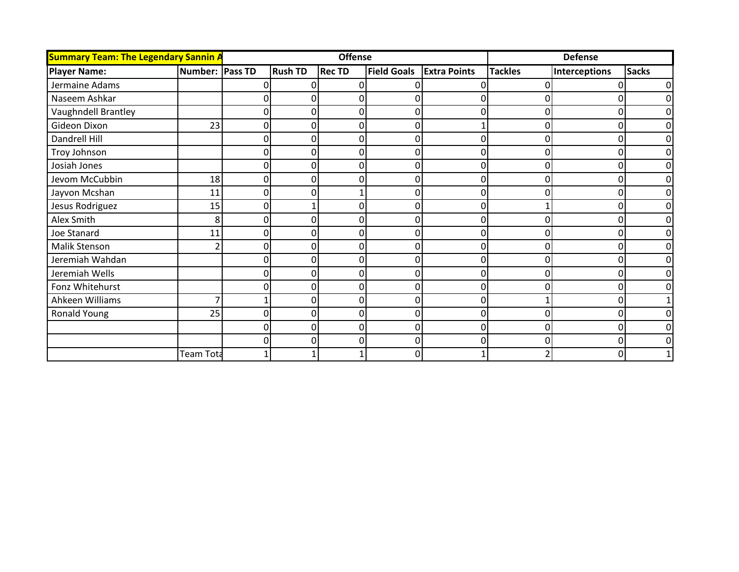| Summary Team: The Legendary Sannin A | | Offense | | | | | Defense | | |
|---|---|---|---|---|---|---|---|---|---|
| Player Name: | Number: | Pass TD | Rush TD | Rec TD | Field Goals | Extra Points | Tackles | Interceptions | Sacks |
| Jermaine Adams | | 0 | 0 | 0 | 0 | 0 | 0 | 0 | 0 |
| Naseem Ashkar | | 0 | 0 | 0 | 0 | 0 | 0 | 0 | 0 |
| Vaughndell Brantley | | 0 | 0 | 0 | 0 | 0 | 0 | 0 | 0 |
| Gideon Dixon | 23 | 0 | 0 | 0 | 0 | 1 | 0 | 0 | 0 |
| Dandrell Hill | | 0 | 0 | 0 | 0 | 0 | 0 | 0 | 0 |
| Troy Johnson | | 0 | 0 | 0 | 0 | 0 | 0 | 0 | 0 |
| Josiah Jones | | 0 | 0 | 0 | 0 | 0 | 0 | 0 | 0 |
| Jevom McCubbin | 18 | 0 | 0 | 0 | 0 | 0 | 0 | 0 | 0 |
| Jayvon Mcshan | 11 | 0 | 0 | 1 | 0 | 0 | 0 | 0 | 0 |
| Jesus Rodriguez | 15 | 0 | 1 | 0 | 0 | 0 | 1 | 0 | 0 |
| Alex Smith | 8 | 0 | 0 | 0 | 0 | 0 | 0 | 0 | 0 |
| Joe Stanard | 11 | 0 | 0 | 0 | 0 | 0 | 0 | 0 | 0 |
| Malik Stenson | 2 | 0 | 0 | 0 | 0 | 0 | 0 | 0 | 0 |
| Jeremiah Wahdan | | 0 | 0 | 0 | 0 | 0 | 0 | 0 | 0 |
| Jeremiah Wells | | 0 | 0 | 0 | 0 | 0 | 0 | 0 | 0 |
| Fonz Whitehurst | | 0 | 0 | 0 | 0 | 0 | 0 | 0 | 0 |
| Ahkeen Williams | 7 | 1 | 0 | 0 | 0 | 0 | 1 | 0 | 1 |
| Ronald Young | 25 | 0 | 0 | 0 | 0 | 0 | 0 | 0 | 0 |
| | | 0 | 0 | 0 | 0 | 0 | 0 | 0 | 0 |
| | | 0 | 0 | 0 | 0 | 0 | 0 | 0 | 0 |
| | Team Tota | 1 | 1 | 1 | 0 | 1 | 2 | 0 | 1 |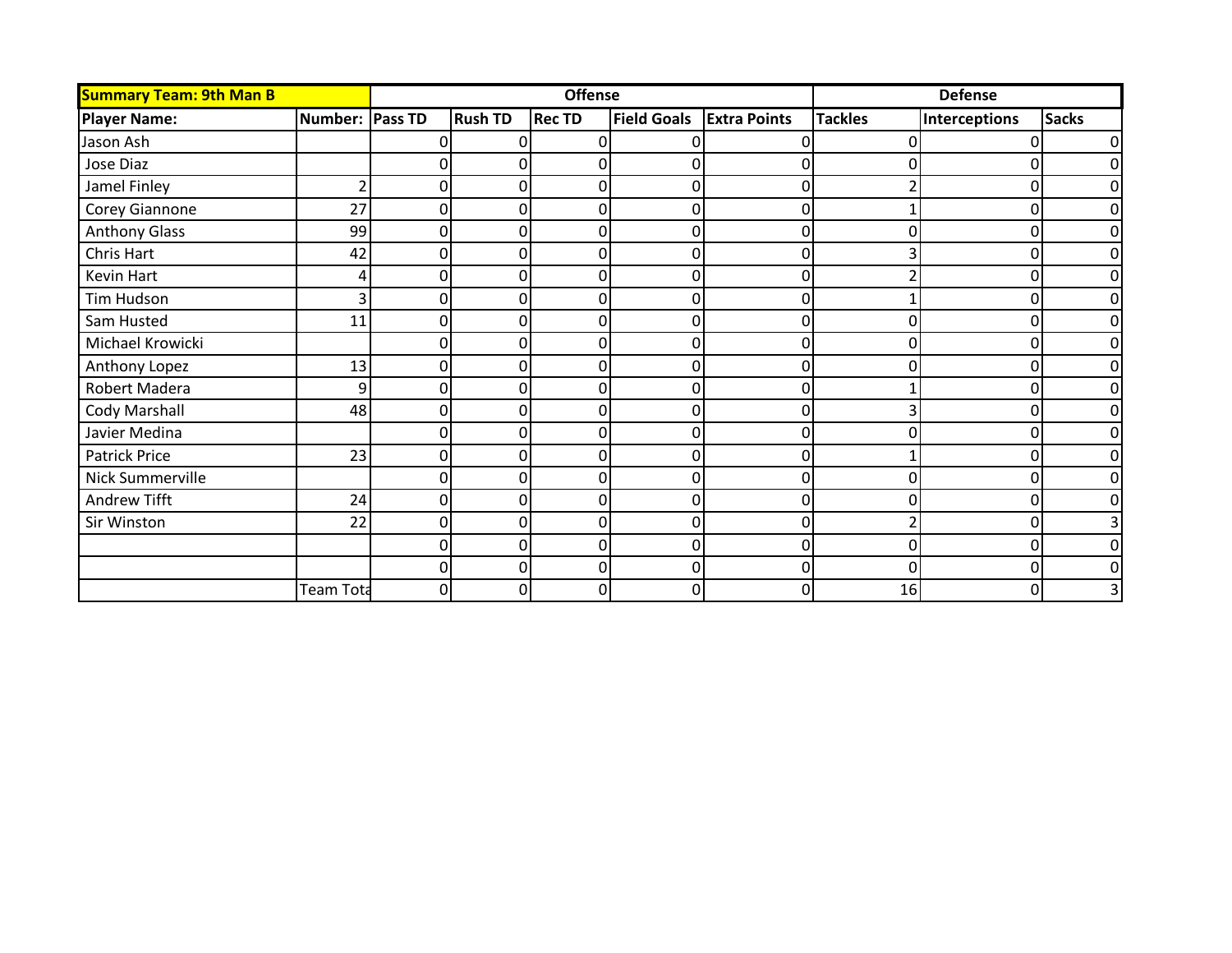| Summary Team: 9th Man B | | Offense | | | | | Defense | | |
|---|---|---|---|---|---|---|---|---|---|
| **Player Name:** | **Number:** | **Pass TD** | **Rush TD** | **Rec TD** | **Field Goals** | **Extra Points** | **Tackles** | **Interceptions** | **Sacks** |
| Jason Ash | | 0 | 0 | 0 | 0 | 0 | 0 | 0 | 0 |
| Jose Diaz | | 0 | 0 | 0 | 0 | 0 | 0 | 0 | 0 |
| Jamel Finley | 2 | 0 | 0 | 0 | 0 | 0 | 2 | 0 | 0 |
| Corey Giannone | 27 | 0 | 0 | 0 | 0 | 0 | 1 | 0 | 0 |
| Anthony Glass | 99 | 0 | 0 | 0 | 0 | 0 | 0 | 0 | 0 |
| Chris Hart | 42 | 0 | 0 | 0 | 0 | 0 | 3 | 0 | 0 |
| Kevin Hart | 4 | 0 | 0 | 0 | 0 | 0 | 2 | 0 | 0 |
| Tim Hudson | 3 | 0 | 0 | 0 | 0 | 0 | 1 | 0 | 0 |
| Sam Husted | 11 | 0 | 0 | 0 | 0 | 0 | 0 | 0 | 0 |
| Michael Krowicki | | 0 | 0 | 0 | 0 | 0 | 0 | 0 | 0 |
| Anthony Lopez | 13 | 0 | 0 | 0 | 0 | 0 | 0 | 0 | 0 |
| Robert Madera | 9 | 0 | 0 | 0 | 0 | 0 | 1 | 0 | 0 |
| Cody Marshall | 48 | 0 | 0 | 0 | 0 | 0 | 3 | 0 | 0 |
| Javier Medina | | 0 | 0 | 0 | 0 | 0 | 0 | 0 | 0 |
| Patrick Price | 23 | 0 | 0 | 0 | 0 | 0 | 1 | 0 | 0 |
| Nick Summerville | | 0 | 0 | 0 | 0 | 0 | 0 | 0 | 0 |
| Andrew Tifft | 24 | 0 | 0 | 0 | 0 | 0 | 0 | 0 | 0 |
| Sir Winston | 22 | 0 | 0 | 0 | 0 | 0 | 2 | 0 | 3 |
| | | 0 | 0 | 0 | 0 | 0 | 0 | 0 | 0 |
| | | 0 | 0 | 0 | 0 | 0 | 0 | 0 | 0 |
| | Team Tota | 0 | 0 | 0 | 0 | 0 | 16 | 0 | 3 |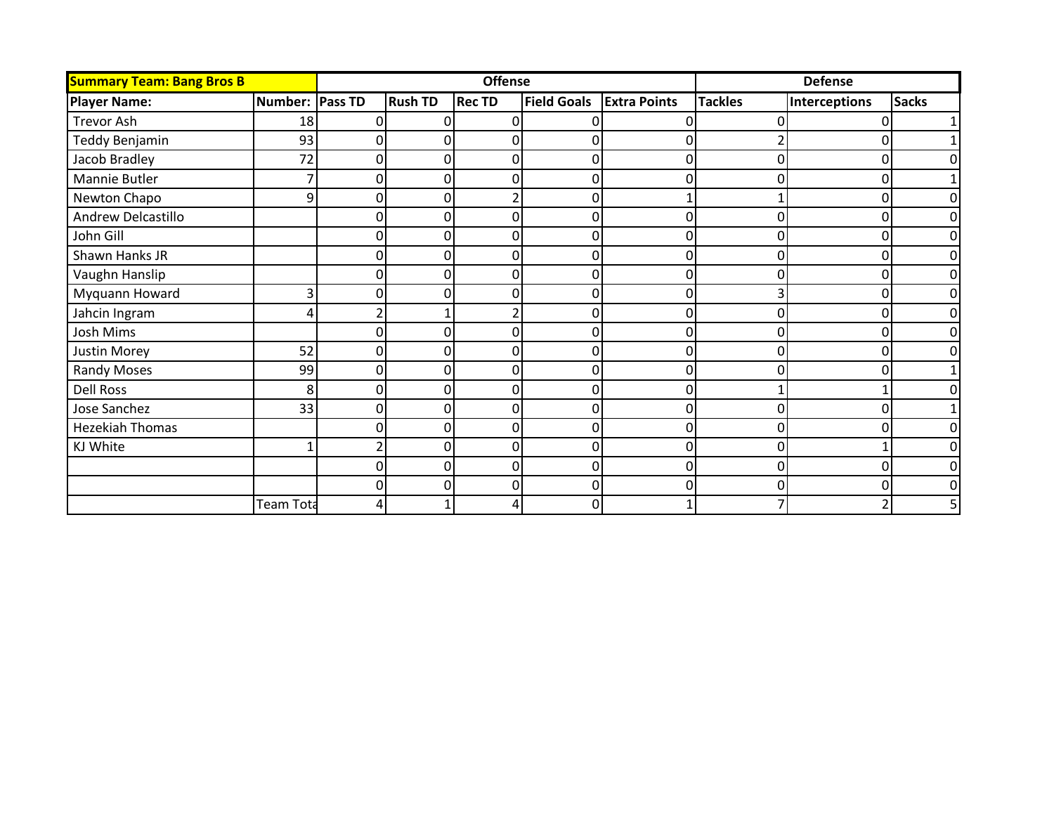| Summary Team: Bang Bros B | | Offense | | | | | Defense | | |
|---|---|---|---|---|---|---|---|---|---|
| Player Name: | Number: | Pass TD | Rush TD | Rec TD | Field Goals | Extra Points | Tackles | Interceptions | Sacks |
| Trevor Ash | 18 | 0 | 0 | 0 | 0 | 0 | 0 | 0 | 1 |
| Teddy Benjamin | 93 | 0 | 0 | 0 | 0 | 0 | 2 | 0 | 1 |
| Jacob Bradley | 72 | 0 | 0 | 0 | 0 | 0 | 0 | 0 | 0 |
| Mannie Butler | 7 | 0 | 0 | 0 | 0 | 0 | 0 | 0 | 1 |
| Newton Chapo | 9 | 0 | 0 | 2 | 0 | 1 | 1 | 0 | 0 |
| Andrew Delcastillo | | 0 | 0 | 0 | 0 | 0 | 0 | 0 | 0 |
| John Gill | | 0 | 0 | 0 | 0 | 0 | 0 | 0 | 0 |
| Shawn Hanks JR | | 0 | 0 | 0 | 0 | 0 | 0 | 0 | 0 |
| Vaughn Hanslip | | 0 | 0 | 0 | 0 | 0 | 0 | 0 | 0 |
| Myquann Howard | 3 | 0 | 0 | 0 | 0 | 0 | 3 | 0 | 0 |
| Jahcin Ingram | 4 | 2 | 1 | 2 | 0 | 0 | 0 | 0 | 0 |
| Josh Mims | | 0 | 0 | 0 | 0 | 0 | 0 | 0 | 0 |
| Justin Morey | 52 | 0 | 0 | 0 | 0 | 0 | 0 | 0 | 0 |
| Randy Moses | 99 | 0 | 0 | 0 | 0 | 0 | 0 | 0 | 1 |
| Dell Ross | 8 | 0 | 0 | 0 | 0 | 0 | 1 | 1 | 0 |
| Jose Sanchez | 33 | 0 | 0 | 0 | 0 | 0 | 0 | 0 | 1 |
| Hezekiah Thomas | | 0 | 0 | 0 | 0 | 0 | 0 | 0 | 0 |
| KJ White | 1 | 2 | 0 | 0 | 0 | 0 | 0 | 1 | 0 |
| | | 0 | 0 | 0 | 0 | 0 | 0 | 0 | 0 |
| | | 0 | 0 | 0 | 0 | 0 | 0 | 0 | 0 |
| | Team Tota | 4 | 1 | 4 | 0 | 1 | 7 | 2 | 5 |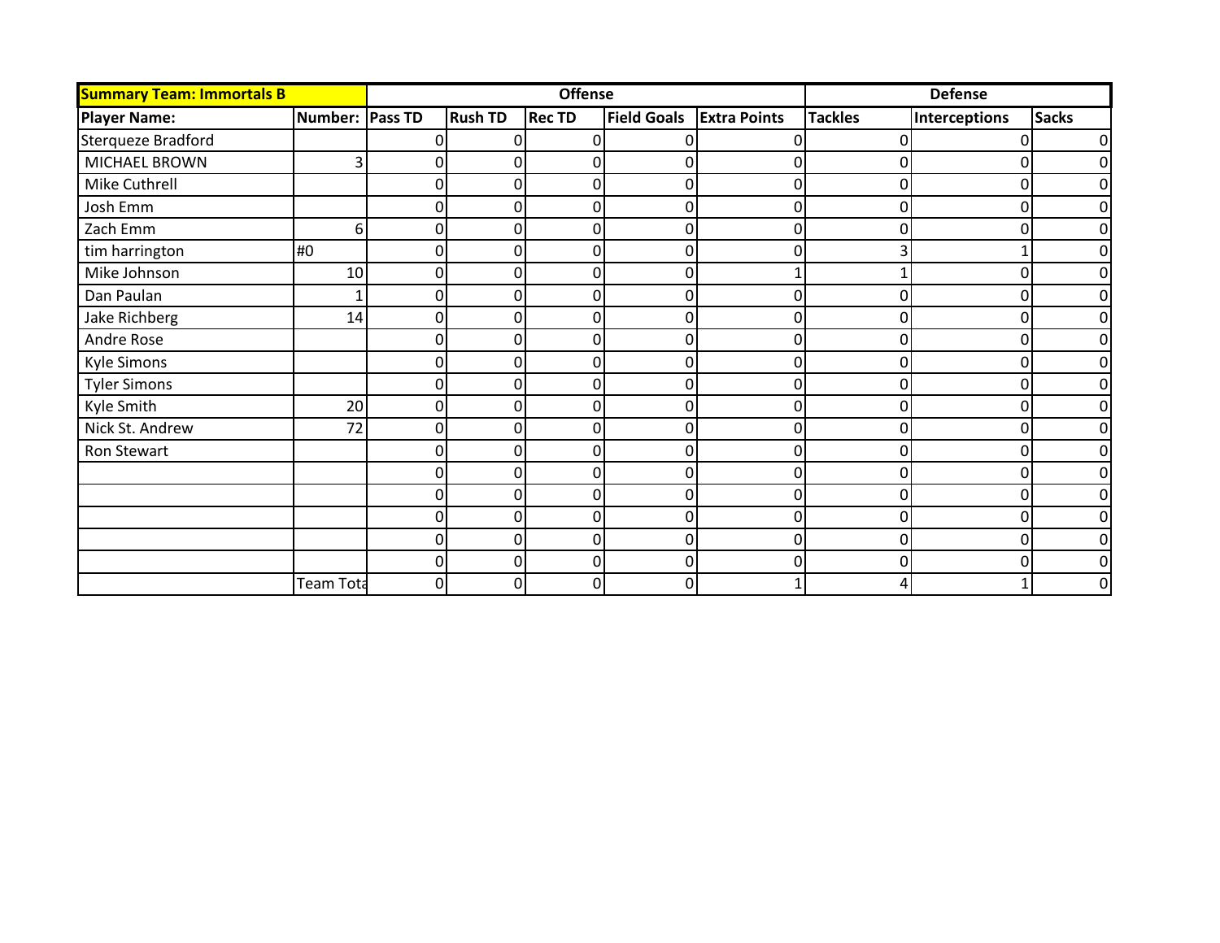| Summary Team: Immortals B | | Offense | | | | | Defense | | |
|---|---|---|---|---|---|---|---|---|---|
| Player Name: | Number: | Pass TD | Rush TD | Rec TD | Field Goals | Extra Points | Tackles | Interceptions | Sacks |
| Sterqueze Bradford | | 0 | 0 | 0 | 0 | 0 | 0 | 0 | 0 |
| MICHAEL BROWN | 3 | 0 | 0 | 0 | 0 | 0 | 0 | 0 | 0 |
| Mike Cuthrell | | 0 | 0 | 0 | 0 | 0 | 0 | 0 | 0 |
| Josh Emm | | 0 | 0 | 0 | 0 | 0 | 0 | 0 | 0 |
| Zach Emm | 6 | 0 | 0 | 0 | 0 | 0 | 0 | 0 | 0 |
| tim harrington | #0 | 0 | 0 | 0 | 0 | 0 | 3 | 1 | 0 |
| Mike Johnson | 10 | 0 | 0 | 0 | 0 | 1 | 1 | 0 | 0 |
| Dan Paulan | 1 | 0 | 0 | 0 | 0 | 0 | 0 | 0 | 0 |
| Jake Richberg | 14 | 0 | 0 | 0 | 0 | 0 | 0 | 0 | 0 |
| Andre Rose | | 0 | 0 | 0 | 0 | 0 | 0 | 0 | 0 |
| Kyle Simons | | 0 | 0 | 0 | 0 | 0 | 0 | 0 | 0 |
| Tyler Simons | | 0 | 0 | 0 | 0 | 0 | 0 | 0 | 0 |
| Kyle Smith | 20 | 0 | 0 | 0 | 0 | 0 | 0 | 0 | 0 |
| Nick St. Andrew | 72 | 0 | 0 | 0 | 0 | 0 | 0 | 0 | 0 |
| Ron Stewart | | 0 | 0 | 0 | 0 | 0 | 0 | 0 | 0 |
| | | 0 | 0 | 0 | 0 | 0 | 0 | 0 | 0 |
| | | 0 | 0 | 0 | 0 | 0 | 0 | 0 | 0 |
| | | 0 | 0 | 0 | 0 | 0 | 0 | 0 | 0 |
| | | 0 | 0 | 0 | 0 | 0 | 0 | 0 | 0 |
| | | 0 | 0 | 0 | 0 | 0 | 0 | 0 | 0 |
| | Team Tota | 0 | 0 | 0 | 0 | 1 | 4 | 1 | 0 |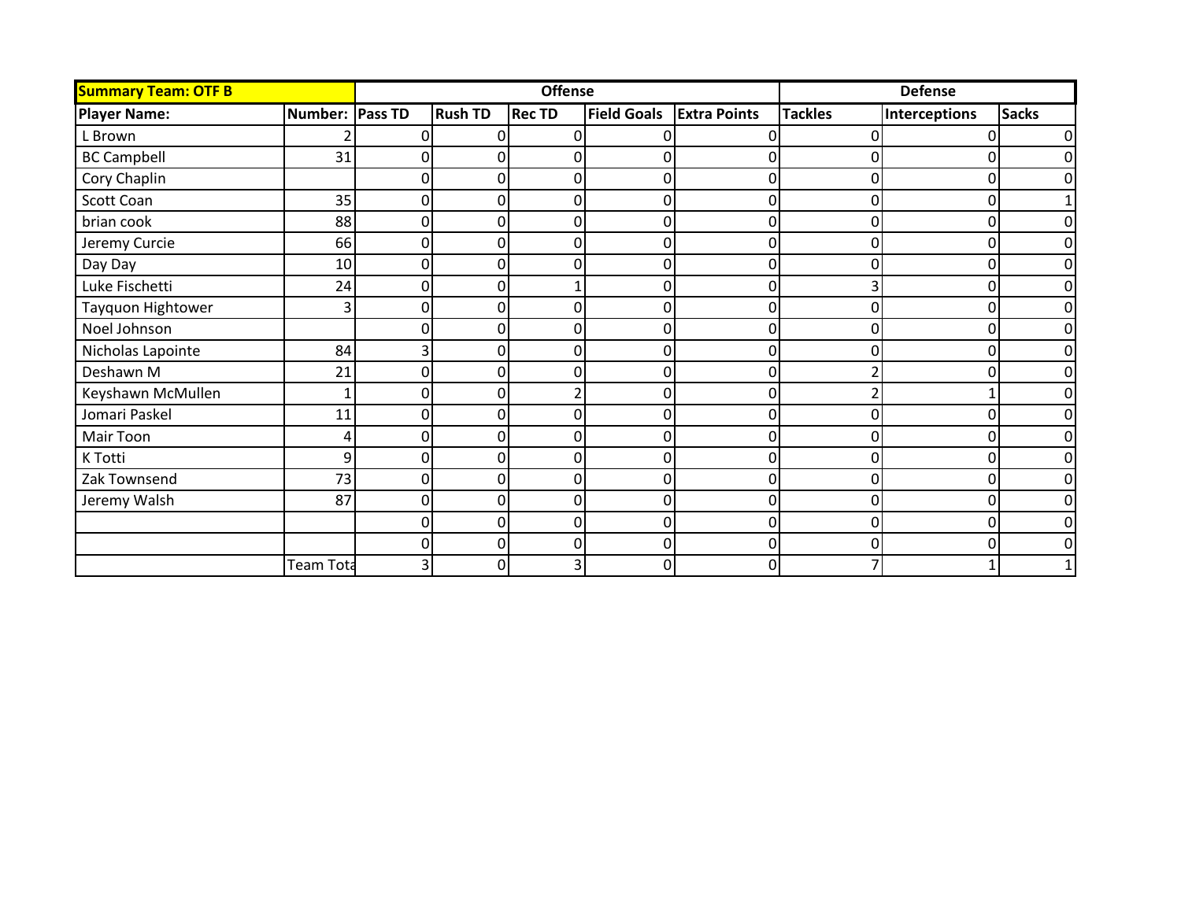| Summary Team: OTF B | | Offense | | | | | Defense | | |
|---|---|---|---|---|---|---|---|---|---|
| Player Name: | Number: | Pass TD | Rush TD | Rec TD | Field Goals | Extra Points | Tackles | Interceptions | Sacks |
| L Brown | 2 | 0 | 0 | 0 | 0 | 0 | 0 | 0 | 0 |
| BC Campbell | 31 | 0 | 0 | 0 | 0 | 0 | 0 | 0 | 0 |
| Cory Chaplin | | 0 | 0 | 0 | 0 | 0 | 0 | 0 | 0 |
| Scott Coan | 35 | 0 | 0 | 0 | 0 | 0 | 0 | 0 | 1 |
| brian cook | 88 | 0 | 0 | 0 | 0 | 0 | 0 | 0 | 0 |
| Jeremy Curcie | 66 | 0 | 0 | 0 | 0 | 0 | 0 | 0 | 0 |
| Day Day | 10 | 0 | 0 | 0 | 0 | 0 | 0 | 0 | 0 |
| Luke Fischetti | 24 | 0 | 0 | 1 | 0 | 0 | 3 | 0 | 0 |
| Tayquon Hightower | 3 | 0 | 0 | 0 | 0 | 0 | 0 | 0 | 0 |
| Noel Johnson | | 0 | 0 | 0 | 0 | 0 | 0 | 0 | 0 |
| Nicholas Lapointe | 84 | 3 | 0 | 0 | 0 | 0 | 0 | 0 | 0 |
| Deshawn M | 21 | 0 | 0 | 0 | 0 | 0 | 2 | 0 | 0 |
| Keyshawn McMullen | 1 | 0 | 0 | 2 | 0 | 0 | 2 | 1 | 0 |
| Jomari Paskel | 11 | 0 | 0 | 0 | 0 | 0 | 0 | 0 | 0 |
| Mair Toon | 4 | 0 | 0 | 0 | 0 | 0 | 0 | 0 | 0 |
| K Totti | 9 | 0 | 0 | 0 | 0 | 0 | 0 | 0 | 0 |
| Zak Townsend | 73 | 0 | 0 | 0 | 0 | 0 | 0 | 0 | 0 |
| Jeremy Walsh | 87 | 0 | 0 | 0 | 0 | 0 | 0 | 0 | 0 |
| | | 0 | 0 | 0 | 0 | 0 | 0 | 0 | 0 |
| | | 0 | 0 | 0 | 0 | 0 | 0 | 0 | 0 |
| | Team Tota | 3 | 0 | 3 | 0 | 0 | 7 | 1 | 1 |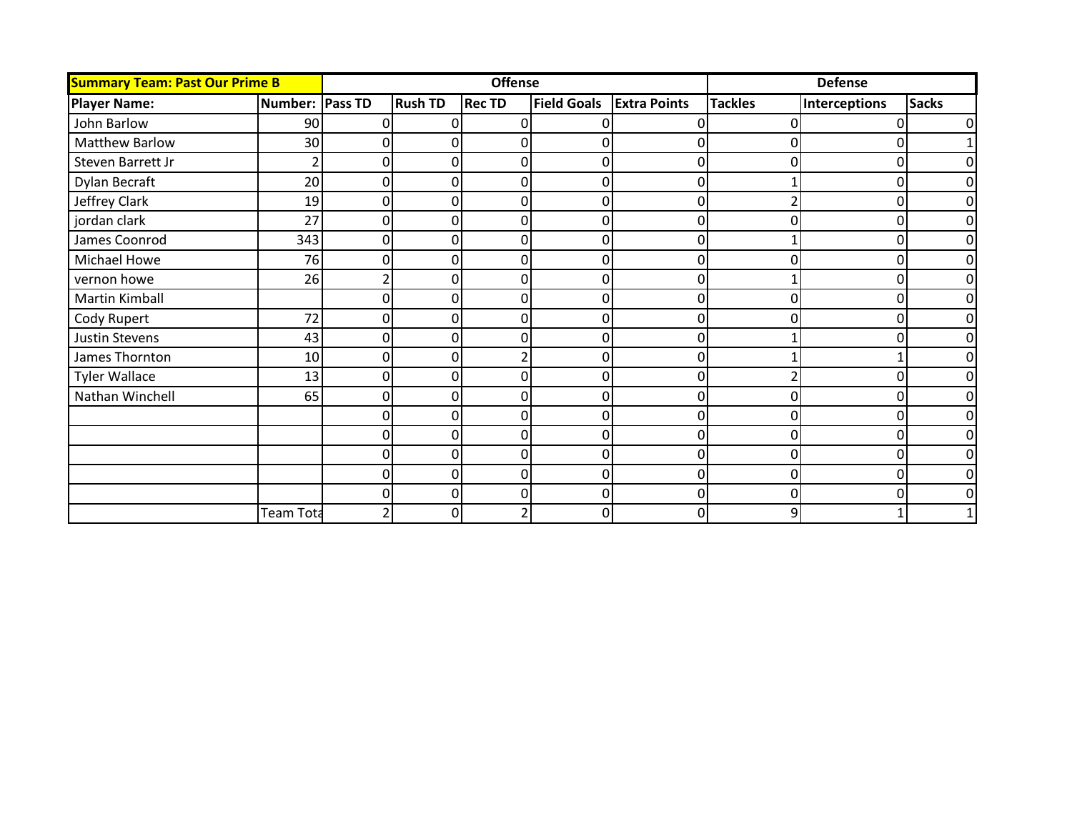| Summary Team: Past Our Prime B | | Offense | | | | | Defense | | |
|---|---|---|---|---|---|---|---|---|---|
| **Player Name:** | **Number:** | **Pass TD** | **Rush TD** | **Rec TD** | **Field Goals** | **Extra Points** | **Tackles** | **Interceptions** | **Sacks** |
| John Barlow | 90 | 0 | 0 | 0 | 0 | 0 | 0 | 0 | 0 |
| Matthew Barlow | 30 | 0 | 0 | 0 | 0 | 0 | 0 | 0 | 1 |
| Steven Barrett Jr | 2 | 0 | 0 | 0 | 0 | 0 | 0 | 0 | 0 |
| Dylan Becraft | 20 | 0 | 0 | 0 | 0 | 0 | 1 | 0 | 0 |
| Jeffrey Clark | 19 | 0 | 0 | 0 | 0 | 0 | 2 | 0 | 0 |
| jordan clark | 27 | 0 | 0 | 0 | 0 | 0 | 0 | 0 | 0 |
| James Coonrod | 343 | 0 | 0 | 0 | 0 | 0 | 1 | 0 | 0 |
| Michael Howe | 76 | 0 | 0 | 0 | 0 | 0 | 0 | 0 | 0 |
| vernon howe | 26 | 2 | 0 | 0 | 0 | 0 | 1 | 0 | 0 |
| Martin Kimball | | 0 | 0 | 0 | 0 | 0 | 0 | 0 | 0 |
| Cody Rupert | 72 | 0 | 0 | 0 | 0 | 0 | 0 | 0 | 0 |
| Justin Stevens | 43 | 0 | 0 | 0 | 0 | 0 | 1 | 0 | 0 |
| James Thornton | 10 | 0 | 0 | 2 | 0 | 0 | 1 | 1 | 0 |
| Tyler Wallace | 13 | 0 | 0 | 0 | 0 | 0 | 2 | 0 | 0 |
| Nathan Winchell | 65 | 0 | 0 | 0 | 0 | 0 | 0 | 0 | 0 |
| | | 0 | 0 | 0 | 0 | 0 | 0 | 0 | 0 |
| | | 0 | 0 | 0 | 0 | 0 | 0 | 0 | 0 |
| | | 0 | 0 | 0 | 0 | 0 | 0 | 0 | 0 |
| | | 0 | 0 | 0 | 0 | 0 | 0 | 0 | 0 |
| | | 0 | 0 | 0 | 0 | 0 | 0 | 0 | 0 |
| | Team Tota | 2 | 0 | 2 | 0 | 0 | 9 | 1 | 1 |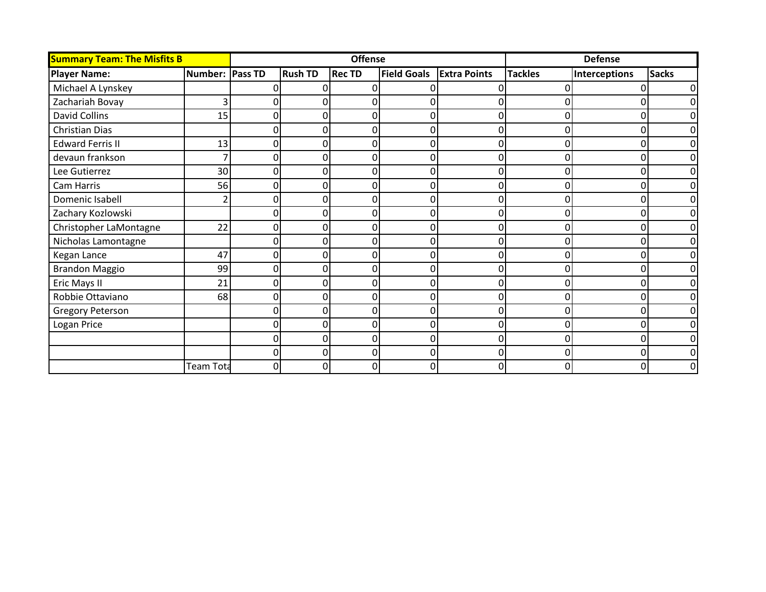| Summary Team: The Misfits B | | Offense | | | | | Defense | | |
|---|---|---|---|---|---|---|---|---|---|
| **Player Name:** | **Number:** | **Pass TD** | **Rush TD** | **Rec TD** | **Field Goals** | **Extra Points** | **Tackles** | **Interceptions** | **Sacks** |
| Michael A Lynskey | | 0 | 0 | 0 | 0 | 0 | 0 | 0 | 0 |
| Zachariah Bovay | 3 | 0 | 0 | 0 | 0 | 0 | 0 | 0 | 0 |
| David Collins | 15 | 0 | 0 | 0 | 0 | 0 | 0 | 0 | 0 |
| Christian Dias | | 0 | 0 | 0 | 0 | 0 | 0 | 0 | 0 |
| Edward Ferris II | 13 | 0 | 0 | 0 | 0 | 0 | 0 | 0 | 0 |
| devaun frankson | 7 | 0 | 0 | 0 | 0 | 0 | 0 | 0 | 0 |
| Lee Gutierrez | 30 | 0 | 0 | 0 | 0 | 0 | 0 | 0 | 0 |
| Cam Harris | 56 | 0 | 0 | 0 | 0 | 0 | 0 | 0 | 0 |
| Domenic Isabell | 2 | 0 | 0 | 0 | 0 | 0 | 0 | 0 | 0 |
| Zachary Kozlowski | | 0 | 0 | 0 | 0 | 0 | 0 | 0 | 0 |
| Christopher LaMontagne | 22 | 0 | 0 | 0 | 0 | 0 | 0 | 0 | 0 |
| Nicholas Lamontagne | | 0 | 0 | 0 | 0 | 0 | 0 | 0 | 0 |
| Kegan Lance | 47 | 0 | 0 | 0 | 0 | 0 | 0 | 0 | 0 |
| Brandon Maggio | 99 | 0 | 0 | 0 | 0 | 0 | 0 | 0 | 0 |
| Eric Mays II | 21 | 0 | 0 | 0 | 0 | 0 | 0 | 0 | 0 |
| Robbie Ottaviano | 68 | 0 | 0 | 0 | 0 | 0 | 0 | 0 | 0 |
| Gregory Peterson | | 0 | 0 | 0 | 0 | 0 | 0 | 0 | 0 |
| Logan Price | | 0 | 0 | 0 | 0 | 0 | 0 | 0 | 0 |
| | | 0 | 0 | 0 | 0 | 0 | 0 | 0 | 0 |
| | | 0 | 0 | 0 | 0 | 0 | 0 | 0 | 0 |
| | Team Tota | 0 | 0 | 0 | 0 | 0 | 0 | 0 | 0 |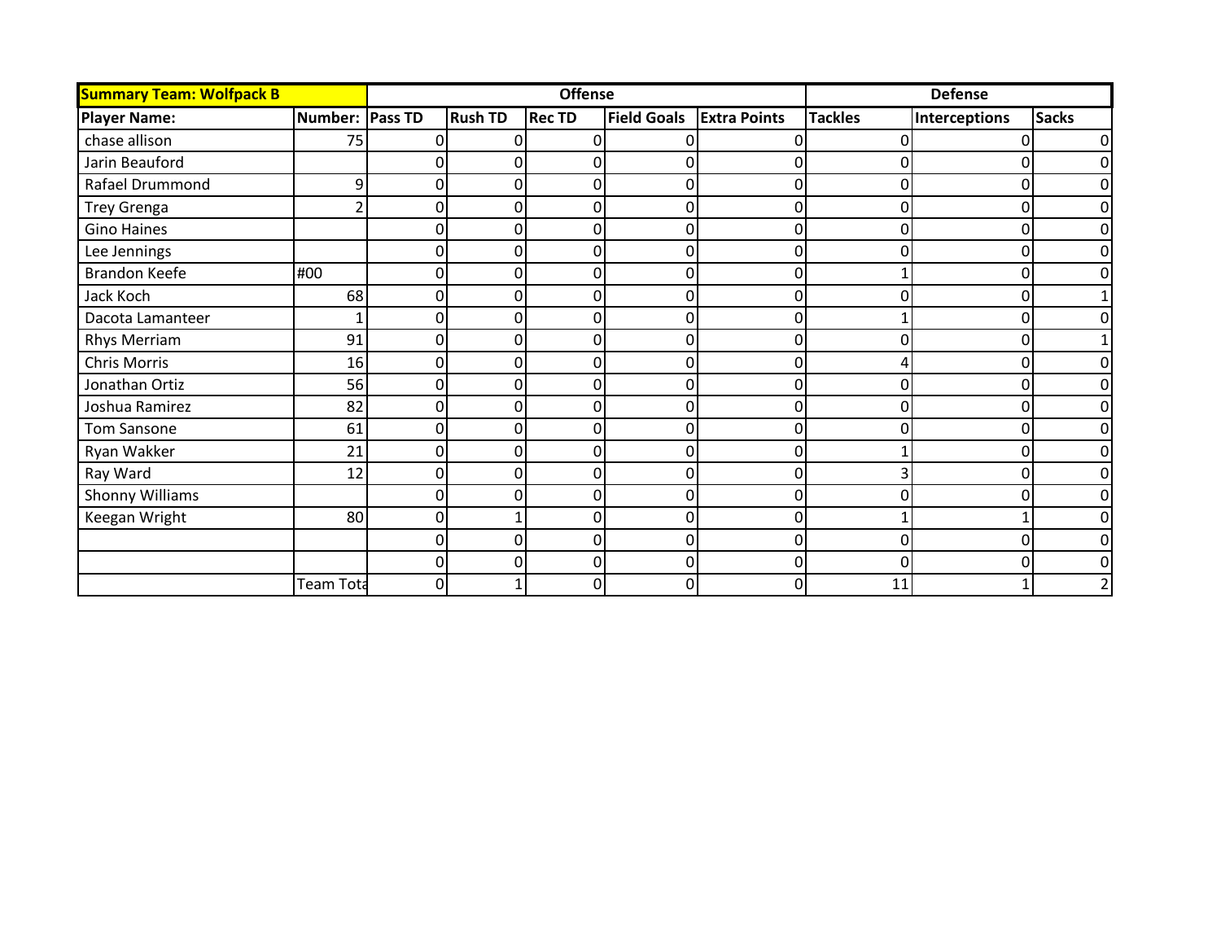| Summary Team: Wolfpack B | | Offense | | | | | Defense | | |
|---|---|---|---|---|---|---|---|---|---|
| Player Name: | Number: | Pass TD | Rush TD | Rec TD | Field Goals | Extra Points | Tackles | Interceptions | Sacks |
| chase allison | 75 | 0 | 0 | 0 | 0 | 0 | 0 | 0 | 0 |
| Jarin Beauford | | 0 | 0 | 0 | 0 | 0 | 0 | 0 | 0 |
| Rafael Drummond | 9 | 0 | 0 | 0 | 0 | 0 | 0 | 0 | 0 |
| Trey Grenga | 2 | 0 | 0 | 0 | 0 | 0 | 0 | 0 | 0 |
| Gino Haines | | 0 | 0 | 0 | 0 | 0 | 0 | 0 | 0 |
| Lee Jennings | | 0 | 0 | 0 | 0 | 0 | 0 | 0 | 0 |
| Brandon Keefe | #00 | 0 | 0 | 0 | 0 | 0 | 1 | 0 | 0 |
| Jack Koch | 68 | 0 | 0 | 0 | 0 | 0 | 0 | 0 | 1 |
| Dacota Lamanteer | 1 | 0 | 0 | 0 | 0 | 0 | 1 | 0 | 0 |
| Rhys Merriam | 91 | 0 | 0 | 0 | 0 | 0 | 0 | 0 | 1 |
| Chris Morris | 16 | 0 | 0 | 0 | 0 | 0 | 4 | 0 | 0 |
| Jonathan Ortiz | 56 | 0 | 0 | 0 | 0 | 0 | 0 | 0 | 0 |
| Joshua Ramirez | 82 | 0 | 0 | 0 | 0 | 0 | 0 | 0 | 0 |
| Tom Sansone | 61 | 0 | 0 | 0 | 0 | 0 | 0 | 0 | 0 |
| Ryan Wakker | 21 | 0 | 0 | 0 | 0 | 0 | 1 | 0 | 0 |
| Ray Ward | 12 | 0 | 0 | 0 | 0 | 0 | 3 | 0 | 0 |
| Shonny Williams | | 0 | 0 | 0 | 0 | 0 | 0 | 0 | 0 |
| Keegan Wright | 80 | 0 | 1 | 0 | 0 | 0 | 1 | 1 | 0 |
| | | 0 | 0 | 0 | 0 | 0 | 0 | 0 | 0 |
| | | 0 | 0 | 0 | 0 | 0 | 0 | 0 | 0 |
| | Team Tota | 0 | 1 | 0 | 0 | 0 | 11 | 1 | 2 |